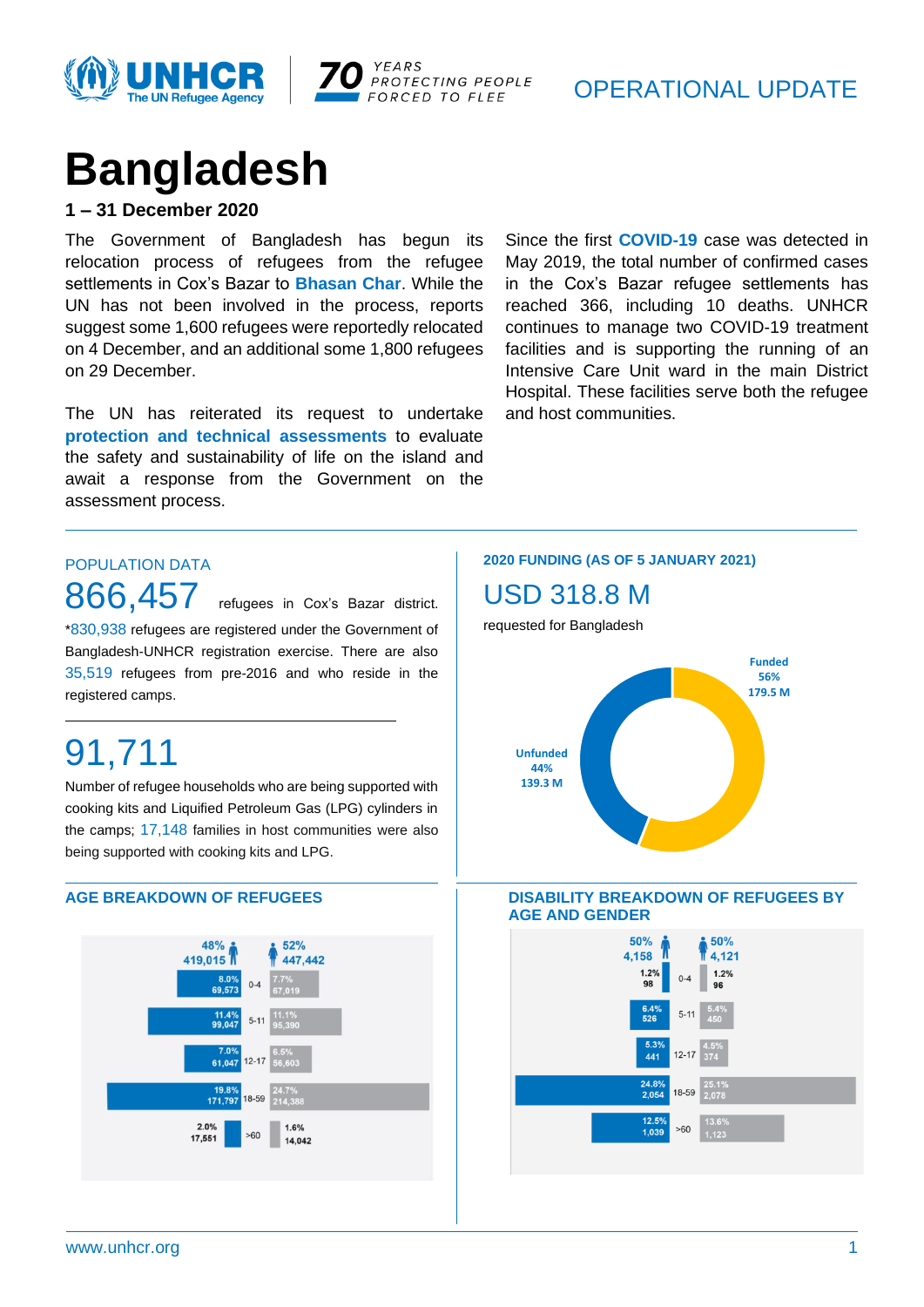OPERATIONAL UPDATE

# Bangladesh

**1 – 31 December 2020**

The Government of Bangladesh has begun its relocation process of refugees from the refugee settlements in Cox's Bazar to **Bhasan Char**. While the UN has not been involved in the process, reports suggest some 1,600 refugees were reportedly relocated on 4 December, and an additional some 1,800 refugees on 29 December.

The UN has reiterated its request to undertake **protection and technical assessments** to evaluate the safety and sustainability of life on the island and await a response from the Government on the assessment process.

Since the first **COVID-19** case was detected in May 2019, the total number of confirmed cases in the Cox's Bazar refugee settlements has reached 366, including 10 deaths. UNHCR continues to manage two COVID-19 treatment facilities and is supporting the running of an Intensive Care Unit ward in the main District Hospital. These facilities serve both the refugee and host communities.

## POPULATION DATA

866,457 refugees in Cox's Bazar district.

*830,938 refugees are registered under the Government of Bangladesh-UNHCR registration exercise. There are also 35,519 refugees from pre-2016 and who reside in the registered camps.

91,711

Number of refugee households who are being supported with cooking kits and Liquified Petroleum Gas (LPG) cylinders in the camps; 17,148 families in host communities were also being supported with cooking kits and LPG.

## 2020 FUNDING (AS OF 5 JANUARY 2021)

USD 318.8 M

requested for Bangladesh

| | % | Amount |
|---|---|---|
| Funded | 56% | 179.5 M |
| Unfunded | 44% | 139.3 M |

## AGE BREAKDOWN OF REFUGEES

| Age | Male (48%, 419,015) | Female (52%, 447,442) |
|---|---|---|
| 0-4 | 8.0% 69,573 | 7.7% 67,019 |
| 5-11 | 11.4% 99,047 | 11.1% 95,390 |
| 12-17 | 7.0% 61,047 | 6.5% 56,603 |
| 18-59 | 19.8% 171,797 | 24.7% 214,388 |
| >60 | 2.0% 17,551 | 1.6% 14,042 |

## DISABILITY BREAKDOWN OF REFUGEES BY AGE AND GENDER

| Age | Male (50%, 4,158) | Female (50%, 4,121) |
|---|---|---|
| 0-4 | 1.2% 98 | 1.2% 96 |
| 5-11 | 6.4% 526 | 5.4% 450 |
| 12-17 | 5.3% 441 | 4.5% 374 |
| 18-59 | 24.8% 2,054 | 25.1% 2,078 |
| >60 | 12.5% 1,039 | 13.6% 1,123 |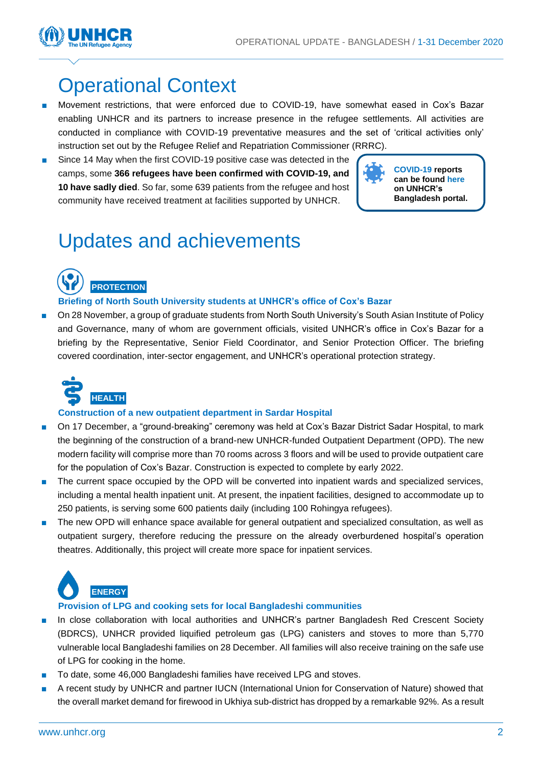# Operational Context

- Movement restrictions, that were enforced due to COVID-19, have somewhat eased in Cox's Bazar enabling UNHCR and its partners to increase presence in the refugee settlements. All activities are conducted in compliance with COVID-19 preventative measures and the set of 'critical activities only' instruction set out by the Refugee Relief and Repatriation Commissioner (RRRC).
- Since 14 May when the first COVID-19 positive case was detected in the camps, some **366 refugees have been confirmed with COVID-19, and 10 have sadly died**. So far, some 639 patients from the refugee and host community have received treatment at facilities supported by UNHCR.

**COVID-19 reports can be found here on UNHCR's Bangladesh portal.**

# Updates and achievements

## PROTECTION

### Briefing of North South University students at UNHCR's office of Cox's Bazar

- On 28 November, a group of graduate students from North South University's South Asian Institute of Policy and Governance, many of whom are government officials, visited UNHCR's office in Cox's Bazar for a briefing by the Representative, Senior Field Coordinator, and Senior Protection Officer. The briefing covered coordination, inter-sector engagement, and UNHCR's operational protection strategy.

## HEALTH

### Construction of a new outpatient department in Sardar Hospital

- On 17 December, a "ground-breaking" ceremony was held at Cox's Bazar District Sadar Hospital, to mark the beginning of the construction of a brand-new UNHCR-funded Outpatient Department (OPD). The new modern facility will comprise more than 70 rooms across 3 floors and will be used to provide outpatient care for the population of Cox's Bazar. Construction is expected to complete by early 2022.
- The current space occupied by the OPD will be converted into inpatient wards and specialized services, including a mental health inpatient unit. At present, the inpatient facilities, designed to accommodate up to 250 patients, is serving some 600 patients daily (including 100 Rohingya refugees).
- The new OPD will enhance space available for general outpatient and specialized consultation, as well as outpatient surgery, therefore reducing the pressure on the already overburdened hospital's operation theatres. Additionally, this project will create more space for inpatient services.

## ENERGY

### Provision of LPG and cooking sets for local Bangladeshi communities

- In close collaboration with local authorities and UNHCR's partner Bangladesh Red Crescent Society (BDRCS), UNHCR provided liquified petroleum gas (LPG) canisters and stoves to more than 5,770 vulnerable local Bangladeshi families on 28 December. All families will also receive training on the safe use of LPG for cooking in the home.
- To date, some 46,000 Bangladeshi families have received LPG and stoves.
- A recent study by UNHCR and partner IUCN (International Union for Conservation of Nature) showed that the overall market demand for firewood in Ukhiya sub-district has dropped by a remarkable 92%. As a result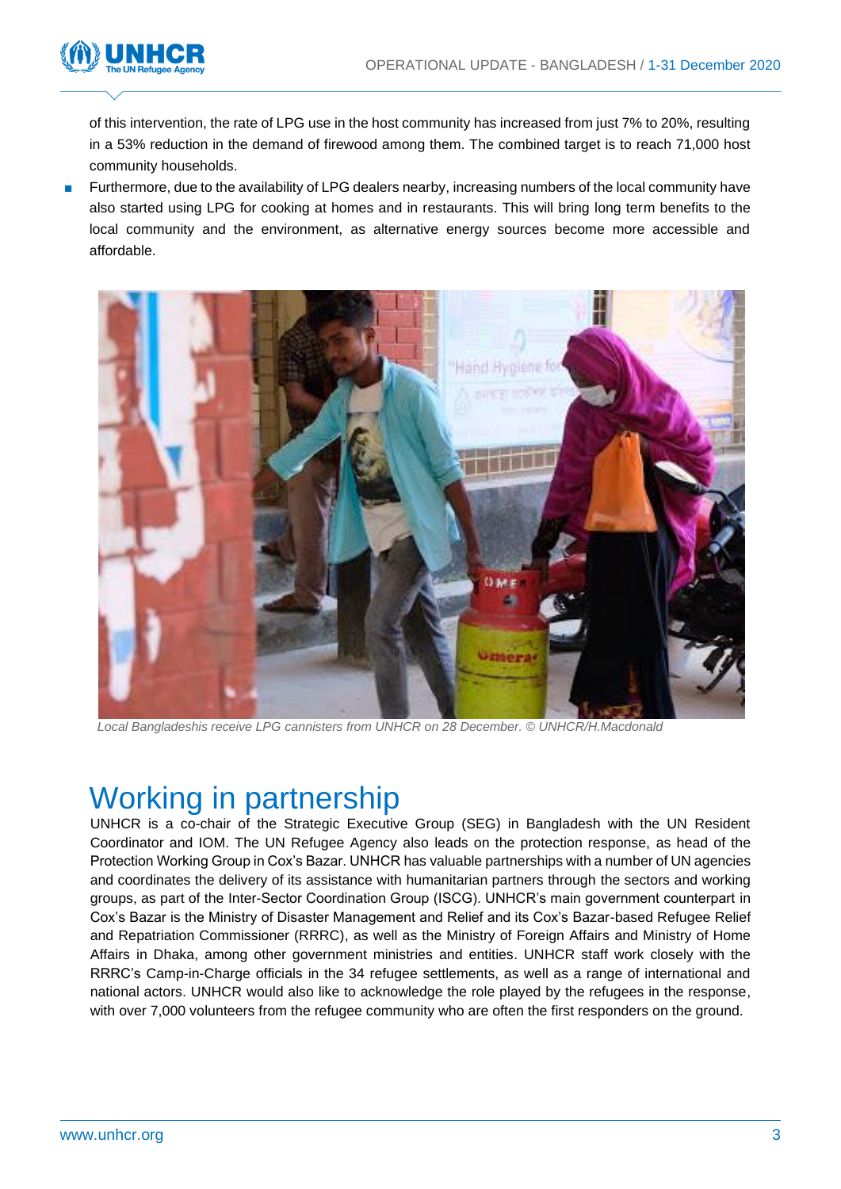of this intervention, the rate of LPG use in the host community has increased from just 7% to 20%, resulting in a 53% reduction in the demand of firewood among them. The combined target is to reach 71,000 host community households.

- Furthermore, due to the availability of LPG dealers nearby, increasing numbers of the local community have also started using LPG for cooking at homes and in restaurants. This will bring long term benefits to the local community and the environment, as alternative energy sources become more accessible and affordable.

*Local Bangladeshis receive LPG cannisters from UNHCR on 28 December. © UNHCR/H.Macdonald*

# Working in partnership

UNHCR is a co-chair of the Strategic Executive Group (SEG) in Bangladesh with the UN Resident Coordinator and IOM. The UN Refugee Agency also leads on the protection response, as head of the Protection Working Group in Cox's Bazar. UNHCR has valuable partnerships with a number of UN agencies and coordinates the delivery of its assistance with humanitarian partners through the sectors and working groups, as part of the Inter-Sector Coordination Group (ISCG). UNHCR's main government counterpart in Cox's Bazar is the Ministry of Disaster Management and Relief and its Cox's Bazar-based Refugee Relief and Repatriation Commissioner (RRRC), as well as the Ministry of Foreign Affairs and Ministry of Home Affairs in Dhaka, among other government ministries and entities. UNHCR staff work closely with the RRRC's Camp-in-Charge officials in the 34 refugee settlements, as well as a range of international and national actors. UNHCR would also like to acknowledge the role played by the refugees in the response, with over 7,000 volunteers from the refugee community who are often the first responders on the ground.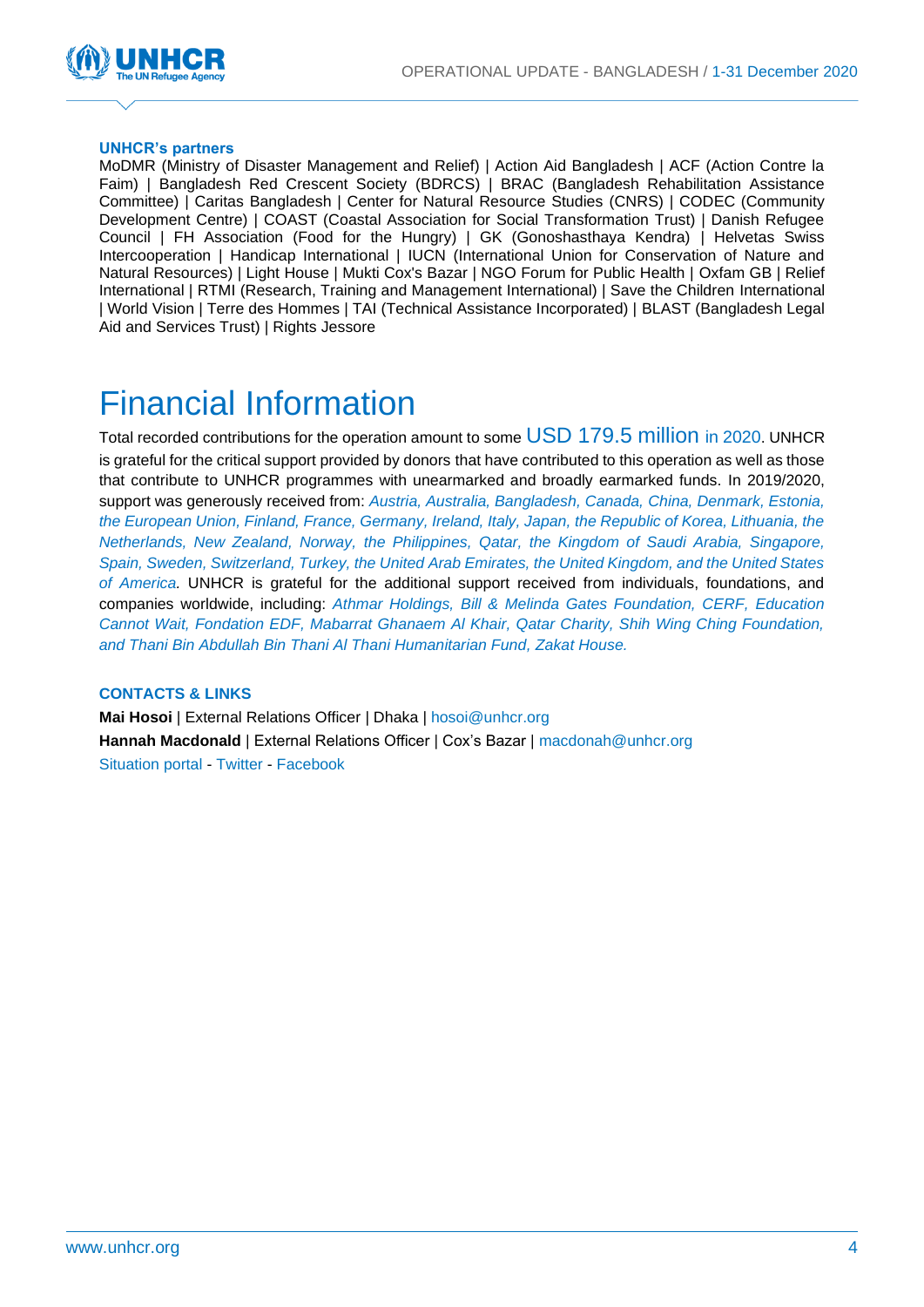**UNHCR's partners**

MoDMR (Ministry of Disaster Management and Relief) | Action Aid Bangladesh | ACF (Action Contre la Faim) | Bangladesh Red Crescent Society (BDRCS) | BRAC (Bangladesh Rehabilitation Assistance Committee) | Caritas Bangladesh | Center for Natural Resource Studies (CNRS) | CODEC (Community Development Centre) | COAST (Coastal Association for Social Transformation Trust) | Danish Refugee Council | FH Association (Food for the Hungry) | GK (Gonoshasthaya Kendra) | Helvetas Swiss Intercooperation | Handicap International | IUCN (International Union for Conservation of Nature and Natural Resources) | Light House | Mukti Cox's Bazar | NGO Forum for Public Health | Oxfam GB | Relief International | RTMI (Research, Training and Management International) | Save the Children International | World Vision | Terre des Hommes | TAI (Technical Assistance Incorporated) | BLAST (Bangladesh Legal Aid and Services Trust) | Rights Jessore

# Financial Information

Total recorded contributions for the operation amount to some USD 179.5 million in 2020. UNHCR is grateful for the critical support provided by donors that have contributed to this operation as well as those that contribute to UNHCR programmes with unearmarked and broadly earmarked funds. In 2019/2020, support was generously received from: *Austria, Australia, Bangladesh, Canada, China, Denmark, Estonia, the European Union, Finland, France, Germany, Ireland, Italy, Japan, the Republic of Korea, Lithuania, the Netherlands, New Zealand, Norway, the Philippines, Qatar, the Kingdom of Saudi Arabia, Singapore, Spain, Sweden, Switzerland, Turkey, the United Arab Emirates, the United Kingdom, and the United States of America.* UNHCR is grateful for the additional support received from individuals, foundations, and companies worldwide, including: *Athmar Holdings, Bill & Melinda Gates Foundation, CERF, Education Cannot Wait, Fondation EDF, Mabarrat Ghanaem Al Khair, Qatar Charity, Shih Wing Ching Foundation, and Thani Bin Abdullah Bin Thani Al Thani Humanitarian Fund, Zakat House.*

**CONTACTS & LINKS**

**Mai Hosoi** | External Relations Officer | Dhaka | hosoi@unhcr.org

**Hannah Macdonald** | External Relations Officer | Cox's Bazar | macdonah@unhcr.org

Situation portal - Twitter - Facebook